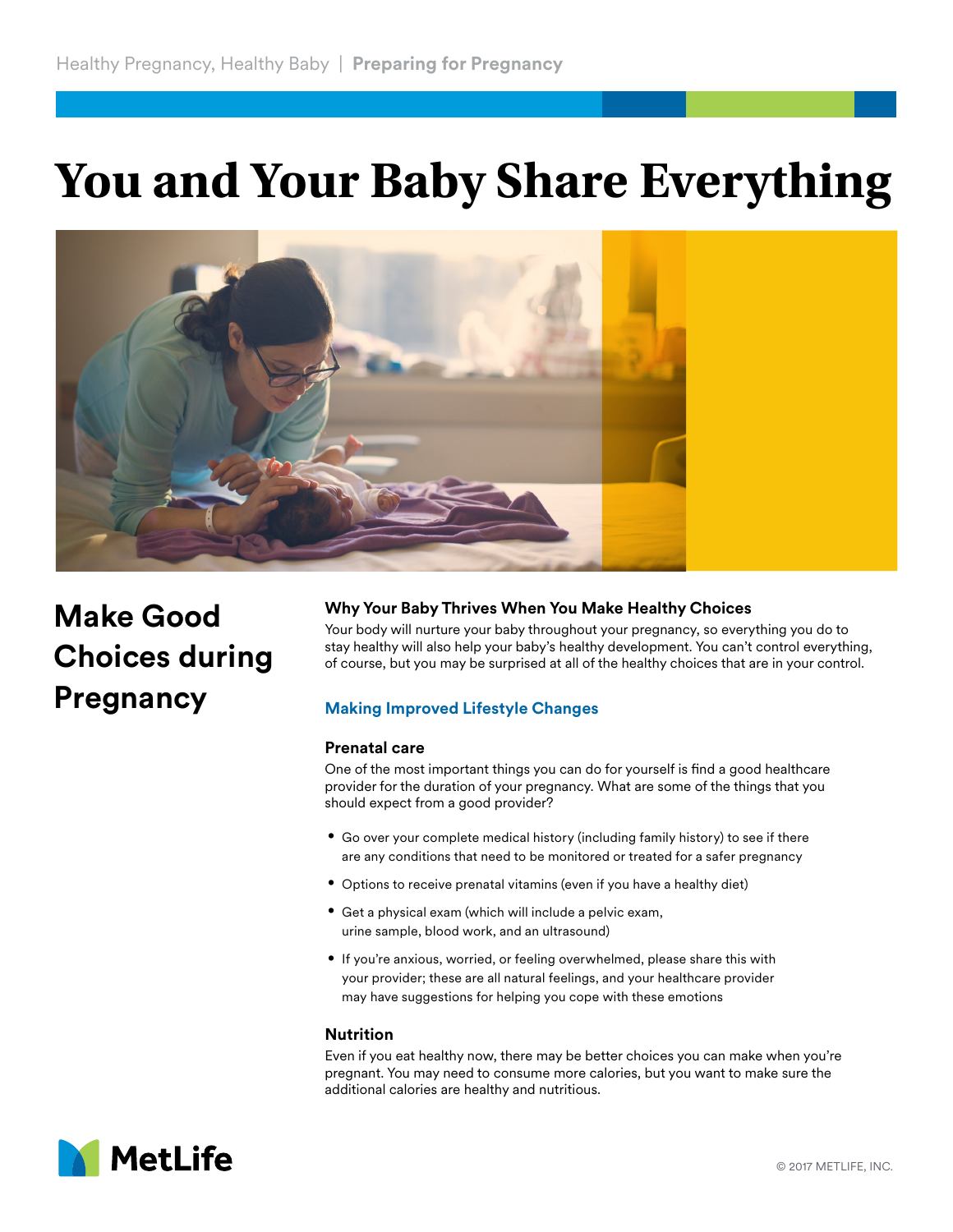Healthy Pregnancy, Healthy Baby | **Preparing for Pregnancy**

# You and Your Baby Share Everything

## Make Good Choices during Pregnancy

### Why Your Baby Thrives When You Make Healthy Choices

Your body will nurture your baby throughout your pregnancy, so everything you do to stay healthy will also help your baby's healthy development. You can't control everything, of course, but you may be surprised at all of the healthy choices that are in your control.

### Making Improved Lifestyle Changes

#### Prenatal care

One of the most important things you can do for yourself is find a good healthcare provider for the duration of your pregnancy. What are some of the things that you should expect from a good provider?

- Go over your complete medical history (including family history) to see if there are any conditions that need to be monitored or treated for a safer pregnancy
- Options to receive prenatal vitamins (even if you have a healthy diet)
- Get a physical exam (which will include a pelvic exam, urine sample, blood work, and an ultrasound)
- If you're anxious, worried, or feeling overwhelmed, please share this with your provider; these are all natural feelings, and your healthcare provider may have suggestions for helping you cope with these emotions

#### Nutrition

Even if you eat healthy now, there may be better choices you can make when you're pregnant. You may need to consume more calories, but you want to make sure the additional calories are healthy and nutritious.

MetLife

© 2017 METLIFE, INC.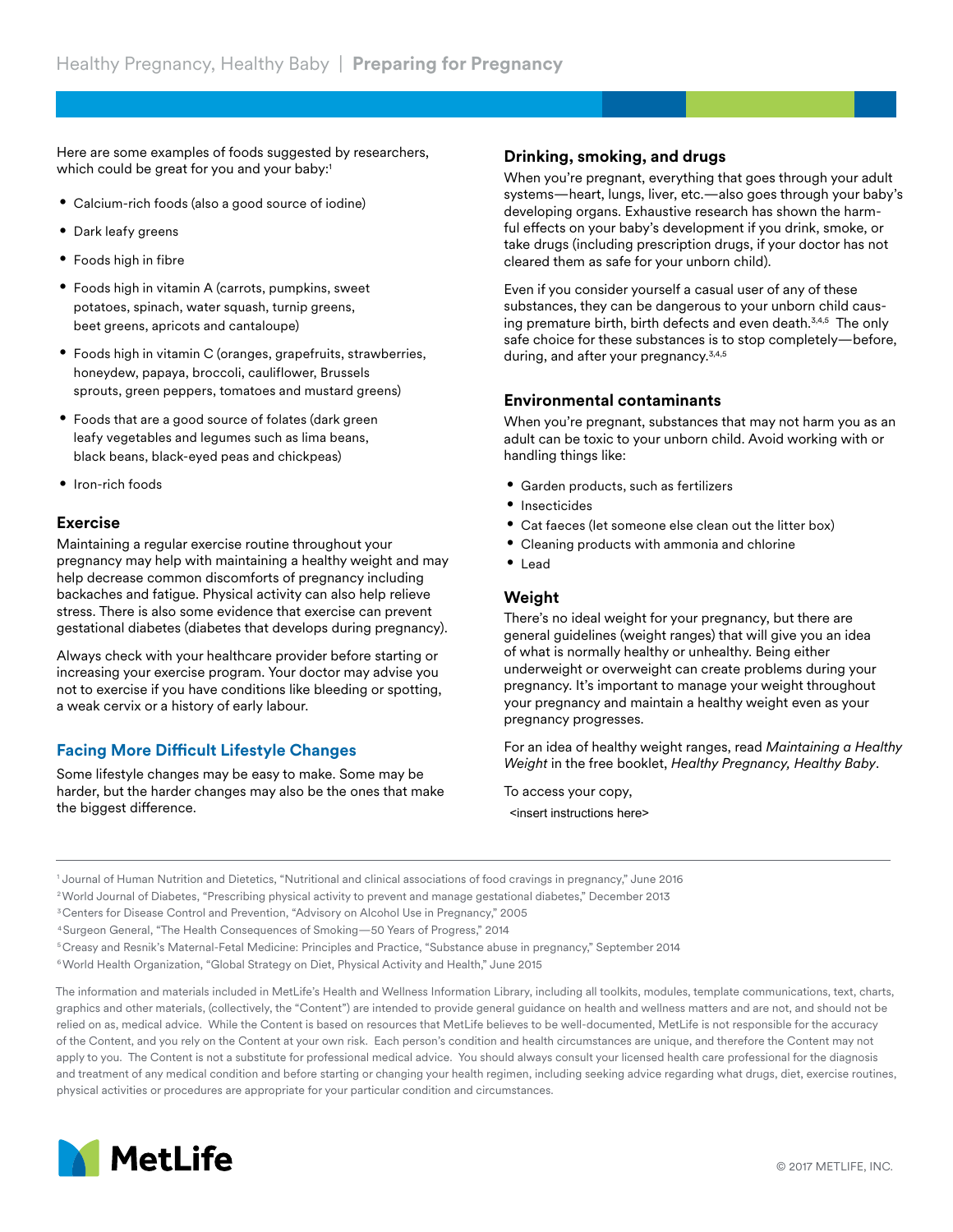Here are some examples of foods suggested by researchers, which could be great for you and your baby:[1]

- Calcium-rich foods (also a good source of iodine)
- Dark leafy greens
- Foods high in fibre
- Foods high in vitamin A (carrots, pumpkins, sweet potatoes, spinach, water squash, turnip greens, beet greens, apricots and cantaloupe)
- Foods high in vitamin C (oranges, grapefruits, strawberries, honeydew, papaya, broccoli, cauliflower, Brussels sprouts, green peppers, tomatoes and mustard greens)
- Foods that are a good source of folates (dark green leafy vegetables and legumes such as lima beans, black beans, black-eyed peas and chickpeas)
- Iron-rich foods

### Exercise

Maintaining a regular exercise routine throughout your pregnancy may help with maintaining a healthy weight and may help decrease common discomforts of pregnancy including backaches and fatigue. Physical activity can also help relieve stress. There is also some evidence that exercise can prevent gestational diabetes (diabetes that develops during pregnancy).

Always check with your healthcare provider before starting or increasing your exercise program. Your doctor may advise you not to exercise if you have conditions like bleeding or spotting, a weak cervix or a history of early labour.

## Facing More Difficult Lifestyle Changes

Some lifestyle changes may be easy to make. Some may be harder, but the harder changes may also be the ones that make the biggest difference.

### Drinking, smoking, and drugs

When you're pregnant, everything that goes through your adult systems—heart, lungs, liver, etc.—also goes through your baby's developing organs. Exhaustive research has shown the harmful effects on your baby's development if you drink, smoke, or take drugs (including prescription drugs, if your doctor has not cleared them as safe for your unborn child).

Even if you consider yourself a casual user of any of these substances, they can be dangerous to your unborn child causing premature birth, birth defects and even death.[3,4,5] The only safe choice for these substances is to stop completely—before, during, and after your pregnancy.[3,4,5]

### Environmental contaminants

When you're pregnant, substances that may not harm you as an adult can be toxic to your unborn child. Avoid working with or handling things like:

- Garden products, such as fertilizers
- Insecticides
- Cat faeces (let someone else clean out the litter box)
- Cleaning products with ammonia and chlorine
- Lead

### Weight

There's no ideal weight for your pregnancy, but there are general guidelines (weight ranges) that will give you an idea of what is normally healthy or unhealthy. Being either underweight or overweight can create problems during your pregnancy. It's important to manage your weight throughout your pregnancy and maintain a healthy weight even as your pregnancy progresses.

For an idea of healthy weight ranges, read *Maintaining a Healthy Weight* in the free booklet, *Healthy Pregnancy, Healthy Baby*.

To access your copy,
<insert instructions here>

---

[1] Journal of Human Nutrition and Dietetics, "Nutritional and clinical associations of food cravings in pregnancy," June 2016
[2] World Journal of Diabetes, "Prescribing physical activity to prevent and manage gestational diabetes," December 2013
[3] Centers for Disease Control and Prevention, "Advisory on Alcohol Use in Pregnancy," 2005
[4] Surgeon General, "The Health Consequences of Smoking—50 Years of Progress," 2014
[5] Creasy and Resnik's Maternal-Fetal Medicine: Principles and Practice, "Substance abuse in pregnancy," September 2014
[6] World Health Organization, "Global Strategy on Diet, Physical Activity and Health," June 2015

The information and materials included in MetLife's Health and Wellness Information Library, including all toolkits, modules, template communications, text, charts, graphics and other materials, (collectively, the "Content") are intended to provide general guidance on health and wellness matters and are not, and should not be relied on as, medical advice. While the Content is based on resources that MetLife believes to be well-documented, MetLife is not responsible for the accuracy of the Content, and you rely on the Content at your own risk. Each person's condition and health circumstances are unique, and therefore the Content may not apply to you. The Content is not a substitute for professional medical advice. You should always consult your licensed health care professional for the diagnosis and treatment of any medical condition and before starting or changing your health regimen, including seeking advice regarding what drugs, diet, exercise routines, physical activities or procedures are appropriate for your particular condition and circumstances.

MetLife

© 2017 METLIFE, INC.